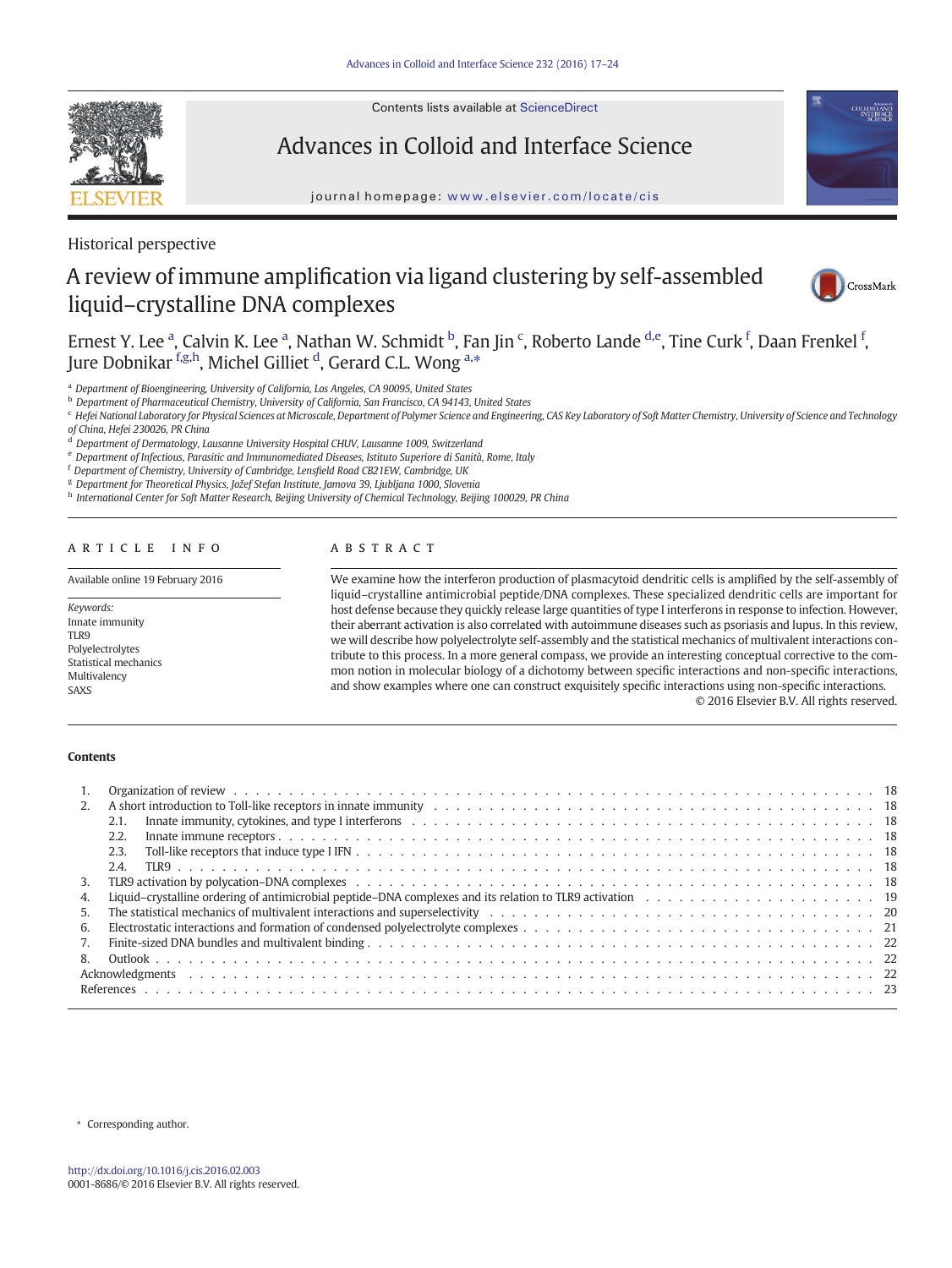Historical perspective

# A review of immune amplification via ligand clustering by self-assembled liquid–crystalline DNA complexes

Ernest Y. Lee [a], Calvin K. Lee [a], Nathan W. Schmidt [b], Fan Jin [c], Roberto Lande [d,e], Tine Curk [f], Daan Frenkel [f], Jure Dobnikar [f,g,h], Michel Gilliet [d], Gerard C.L. Wong [a,*]

[a] Department of Bioengineering, University of California, Los Angeles, CA 90095, United States
[b] Department of Pharmaceutical Chemistry, University of California, San Francisco, CA 94143, United States
[c] Hefei National Laboratory for Physical Sciences at Microscale, Department of Polymer Science and Engineering, CAS Key Laboratory of Soft Matter Chemistry, University of Science and Technology of China, Hefei 230026, PR China
[d] Department of Dermatology, Lausanne University Hospital CHUV, Lausanne 1009, Switzerland
[e] Department of Infectious, Parasitic and Immunomediated Diseases, Istituto Superiore di Sanità, Rome, Italy
[f] Department of Chemistry, University of Cambridge, Lensfield Road CB21EW, Cambridge, UK
[g] Department for Theoretical Physics, Jožef Stefan Institute, Jamova 39, Ljubljana 1000, Slovenia
[h] International Center for Soft Matter Research, Beijing University of Chemical Technology, Beijing 100029, PR China

## ARTICLE INFO

Available online 19 February 2016

*Keywords:*
Innate immunity
TLR9
Polyelectrolytes
Statistical mechanics
Multivalency
SAXS

## ABSTRACT

We examine how the interferon production of plasmacytoid dendritic cells is amplified by the self-assembly of liquid–crystalline antimicrobial peptide/DNA complexes. These specialized dendritic cells are important for host defense because they quickly release large quantities of type I interferons in response to infection. However, their aberrant activation is also correlated with autoimmune diseases such as psoriasis and lupus. In this review, we will describe how polyelectrolyte self-assembly and the statistical mechanics of multivalent interactions contribute to this process. In a more general compass, we provide an interesting conceptual corrective to the common notion in molecular biology of a dichotomy between specific interactions and non-specific interactions, and show examples where one can construct exquisitely specific interactions using non-specific interactions.

© 2016 Elsevier B.V. All rights reserved.

## Contents

1. Organization of review . . . 18
2. A short introduction to Toll-like receptors in innate immunity . . . 18
   - 2.1. Innate immunity, cytokines, and type I interferons . . . 18
   - 2.2. Innate immune receptors . . . 18
   - 2.3. Toll-like receptors that induce type I IFN . . . 18
   - 2.4. TLR9 . . . 18
3. TLR9 activation by polycation–DNA complexes . . . 18
4. Liquid–crystalline ordering of antimicrobial peptide–DNA complexes and its relation to TLR9 activation . . . 19
5. The statistical mechanics of multivalent interactions and superselectivity . . . 20
6. Electrostatic interactions and formation of condensed polyelectrolyte complexes . . . 21
7. Finite-sized DNA bundles and multivalent binding . . . 22
8. Outlook . . . 22

Acknowledgments . . . 22
References . . . 23

* Corresponding author.

http://dx.doi.org/10.1016/j.cis.2016.02.003
0001-8686/© 2016 Elsevier B.V. All rights reserved.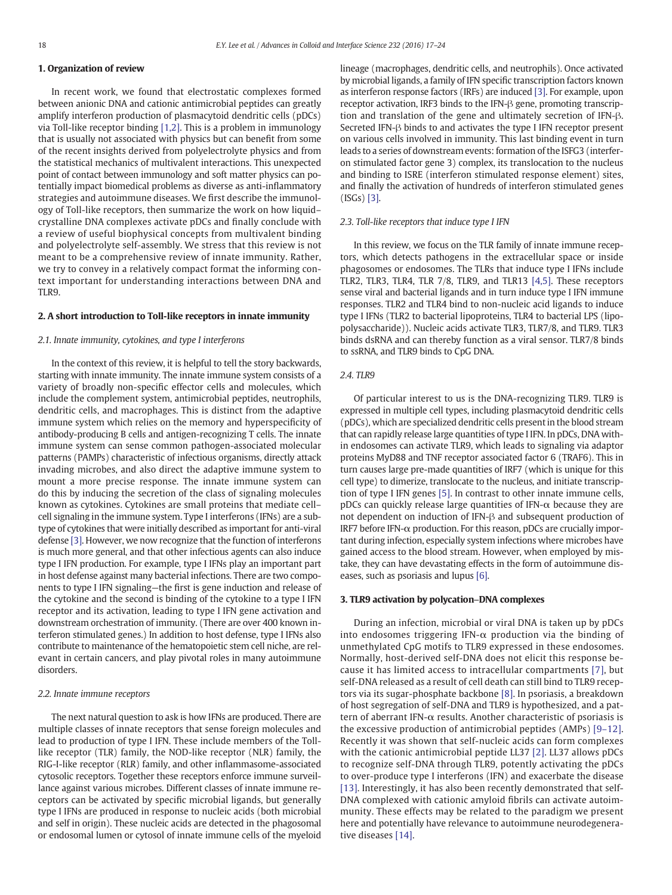## 1. Organization of review

In recent work, we found that electrostatic complexes formed between anionic DNA and cationic antimicrobial peptides can greatly amplify interferon production of plasmacytoid dendritic cells (pDCs) via Toll-like receptor binding [1,2]. This is a problem in immunology that is usually not associated with physics but can benefit from some of the recent insights derived from polyelectrolyte physics and from the statistical mechanics of multivalent interactions. This unexpected point of contact between immunology and soft matter physics can potentially impact biomedical problems as diverse as anti-inflammatory strategies and autoimmune diseases. We first describe the immunology of Toll-like receptors, then summarize the work on how liquid–crystalline DNA complexes activate pDCs and finally conclude with a review of useful biophysical concepts from multivalent binding and polyelectrolyte self-assembly. We stress that this review is not meant to be a comprehensive review of innate immunity. Rather, we try to convey in a relatively compact format the informing context important for understanding interactions between DNA and TLR9.

## 2. A short introduction to Toll-like receptors in innate immunity

### 2.1. Innate immunity, cytokines, and type I interferons

In the context of this review, it is helpful to tell the story backwards, starting with innate immunity. The innate immune system consists of a variety of broadly non-specific effector cells and molecules, which include the complement system, antimicrobial peptides, neutrophils, dendritic cells, and macrophages. This is distinct from the adaptive immune system which relies on the memory and hyperspecificity of antibody-producing B cells and antigen-recognizing T cells. The innate immune system can sense common pathogen-associated molecular patterns (PAMPs) characteristic of infectious organisms, directly attack invading microbes, and also direct the adaptive immune system to mount a more precise response. The innate immune system can do this by inducing the secretion of the class of signaling molecules known as cytokines. Cytokines are small proteins that mediate cell–cell signaling in the immune system. Type I interferons (IFNs) are a subtype of cytokines that were initially described as important for anti-viral defense [3]. However, we now recognize that the function of interferons is much more general, and that other infectious agents can also induce type I IFN production. For example, type I IFNs play an important part in host defense against many bacterial infections. There are two components to type I IFN signaling—the first is gene induction and release of the cytokine and the second is binding of the cytokine to a type I IFN receptor and its activation, leading to type I IFN gene activation and downstream orchestration of immunity. (There are over 400 known interferon stimulated genes.) In addition to host defense, type I IFNs also contribute to maintenance of the hematopoietic stem cell niche, are relevant in certain cancers, and play pivotal roles in many autoimmune disorders.

### 2.2. Innate immune receptors

The next natural question to ask is how IFNs are produced. There are multiple classes of innate receptors that sense foreign molecules and lead to production of type I IFN. These include members of the Toll-like receptor (TLR) family, the NOD-like receptor (NLR) family, the RIG-I-like receptor (RLR) family, and other inflammasome-associated cytosolic receptors. Together these receptors enforce immune surveillance against various microbes. Different classes of innate immune receptors can be activated by specific microbial ligands, but generally type I IFNs are produced in response to nucleic acids (both microbial and self in origin). These nucleic acids are detected in the phagosomal or endosomal lumen or cytosol of innate immune cells of the myeloid lineage (macrophages, dendritic cells, and neutrophils). Once activated by microbial ligands, a family of IFN specific transcription factors known as interferon response factors (IRFs) are induced [3]. For example, upon receptor activation, IRF3 binds to the IFN-β gene, promoting transcription and translation of the gene and ultimately secretion of IFN-β. Secreted IFN-β binds to and activates the type I IFN receptor present on various cells involved in immunity. This last binding event in turn leads to a series of downstream events: formation of the ISFG3 (interferon stimulated factor gene 3) complex, its translocation to the nucleus and binding to ISRE (interferon stimulated response element) sites, and finally the activation of hundreds of interferon stimulated genes (ISGs) [3].

### 2.3. Toll-like receptors that induce type I IFN

In this review, we focus on the TLR family of innate immune receptors, which detects pathogens in the extracellular space or inside phagosomes or endosomes. The TLRs that induce type I IFNs include TLR2, TLR3, TLR4, TLR 7/8, TLR9, and TLR13 [4,5]. These receptors sense viral and bacterial ligands and in turn induce type I IFN immune responses. TLR2 and TLR4 bind to non-nucleic acid ligands to induce type I IFNs (TLR2 to bacterial lipoproteins, TLR4 to bacterial LPS (lipopolysaccharide)). Nucleic acids activate TLR3, TLR7/8, and TLR9. TLR3 binds dsRNA and can thereby function as a viral sensor. TLR7/8 binds to ssRNA, and TLR9 binds to CpG DNA.

### 2.4. TLR9

Of particular interest to us is the DNA-recognizing TLR9. TLR9 is expressed in multiple cell types, including plasmacytoid dendritic cells (pDCs), which are specialized dendritic cells present in the blood stream that can rapidly release large quantities of type I IFN. In pDCs, DNA within endosomes can activate TLR9, which leads to signaling via adaptor proteins MyD88 and TNF receptor associated factor 6 (TRAF6). This in turn causes large pre-made quantities of IRF7 (which is unique for this cell type) to dimerize, translocate to the nucleus, and initiate transcription of type I IFN genes [5]. In contrast to other innate immune cells, pDCs can quickly release large quantities of IFN-α because they are not dependent on induction of IFN-β and subsequent production of IRF7 before IFN-α production. For this reason, pDCs are crucially important during infection, especially system infections where microbes have gained access to the blood stream. However, when employed by mistake, they can have devastating effects in the form of autoimmune diseases, such as psoriasis and lupus [6].

## 3. TLR9 activation by polycation–DNA complexes

During an infection, microbial or viral DNA is taken up by pDCs into endosomes triggering IFN-α production via the binding of unmethylated CpG motifs to TLR9 expressed in these endosomes. Normally, host-derived self-DNA does not elicit this response because it has limited access to intracellular compartments [7], but self-DNA released as a result of cell death can still bind to TLR9 receptors via its sugar-phosphate backbone [8]. In psoriasis, a breakdown of host segregation of self-DNA and TLR9 is hypothesized, and a pattern of aberrant IFN-α results. Another characteristic of psoriasis is the excessive production of antimicrobial peptides (AMPs) [9–12]. Recently it was shown that self-nucleic acids can form complexes with the cationic antimicrobial peptide LL37 [2]. LL37 allows pDCs to recognize self-DNA through TLR9, potently activating the pDCs to over-produce type I interferons (IFN) and exacerbate the disease [13]. Interestingly, it has also been recently demonstrated that self-DNA complexed with cationic amyloid fibrils can activate autoimmunity. These effects may be related to the paradigm we present here and potentially have relevance to autoimmune neurodegenerative diseases [14].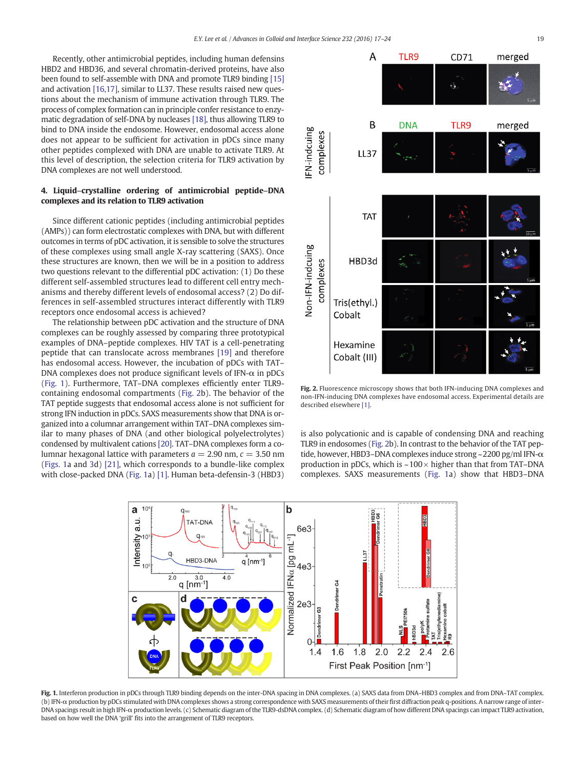Recently, other antimicrobial peptides, including human defensins HBD2 and HBD36, and several chromatin-derived proteins, have also been found to self-assemble with DNA and promote TLR9 binding [15] and activation [16,17], similar to LL37. These results raised new questions about the mechanism of immune activation through TLR9. The process of complex formation can in principle confer resistance to enzymatic degradation of self-DNA by nucleases [18], thus allowing TLR9 to bind to DNA inside the endosome. However, endosomal access alone does not appear to be sufficient for activation in pDCs since many other peptides complexed with DNA are unable to activate TLR9. At this level of description, the selection criteria for TLR9 activation by DNA complexes are not well understood.

## 4. Liquid–crystalline ordering of antimicrobial peptide–DNA complexes and its relation to TLR9 activation

Since different cationic peptides (including antimicrobial peptides (AMPs)) can form electrostatic complexes with DNA, but with different outcomes in terms of pDC activation, it is sensible to solve the structures of these complexes using small angle X-ray scattering (SAXS). Once these structures are known, then we will be in a position to address two questions relevant to the differential pDC activation: (1) Do these different self-assembled structures lead to different cell entry mechanisms and thereby different levels of endosomal access? (2) Do differences in self-assembled structures interact differently with TLR9 receptors once endosomal access is achieved?

The relationship between pDC activation and the structure of DNA complexes can be roughly assessed by comparing three prototypical examples of DNA–peptide complexes. HIV TAT is a cell-penetrating peptide that can translocate across membranes [19] and therefore has endosomal access. However, the incubation of pDCs with TAT–DNA complexes does not produce significant levels of IFN-α in pDCs (Fig. 1). Furthermore, TAT–DNA complexes efficiently enter TLR9-containing endosomal compartments (Fig. 2b). The behavior of the TAT peptide suggests that endosomal access alone is not sufficient for strong IFN induction in pDCs. SAXS measurements show that DNA is organized into a columnar arrangement within TAT–DNA complexes similar to many phases of DNA (and other biological polyelectrolytes) condensed by multivalent cations [20]. TAT–DNA complexes form a columnar hexagonal lattice with parameters $a = 2.90$ nm, $c = 3.50$ nm (Figs. 1a and 3d) [21], which corresponds to a bundle-like complex with close-packed DNA (Fig. 1a) [1]. Human beta-defensin-3 (HBD3) is also polycationic and is capable of condensing DNA and reaching TLR9 in endosomes (Fig. 2b). In contrast to the behavior of the TAT peptide, however, HBD3–DNA complexes induce strong ~2200 pg/ml IFN-α production in pDCs, which is ~100× higher than that from TAT–DNA complexes. SAXS measurements (Fig. 1a) show that HBD3–DNA

Fig. 2. Fluorescence microscopy shows that both IFN-inducing DNA complexes and non-IFN-inducing DNA complexes have endosomal access. Experimental details are described elsewhere [1].

Fig. 1. Interferon production in pDCs through TLR9 binding depends on the inter-DNA spacing in DNA complexes. (a) SAXS data from DNA–HBD3 complex and from DNA–TAT complex. (b) IFN-α production by pDCs stimulated with DNA complexes shows a strong correspondence with SAXS measurements of their first diffraction peak q-positions. A narrow range of inter-DNA spacings result in high IFN-α production levels. (c) Schematic diagram of the TLR9-dsDNA complex. (d) Schematic diagram of how different DNA spacings can impact TLR9 activation, based on how well the DNA 'grill' fits into the arrangement of TLR9 receptors.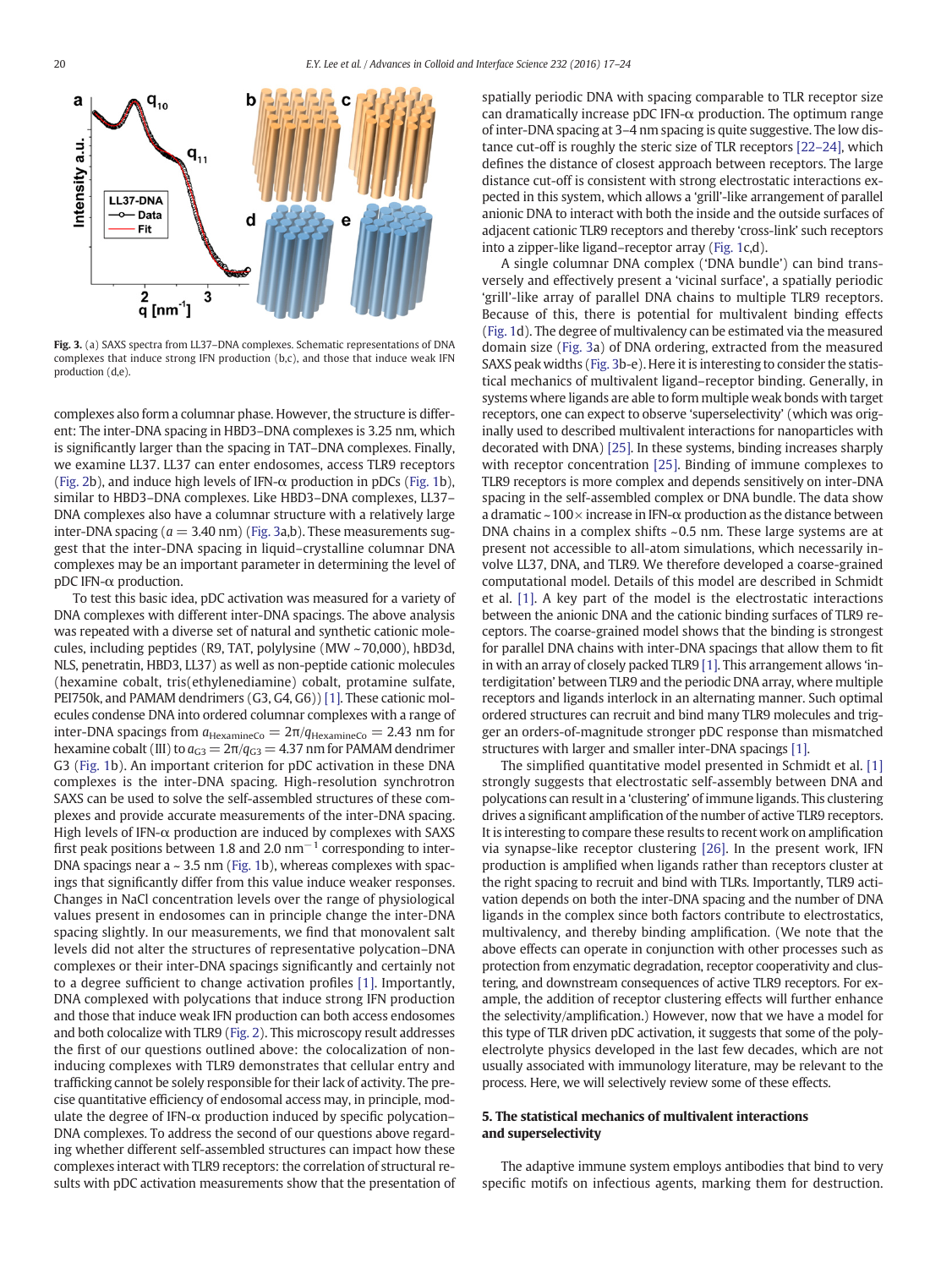**Fig. 3.** (a) SAXS spectra from LL37–DNA complexes. Schematic representations of DNA complexes that induce strong IFN production (b,c), and those that induce weak IFN production (d,e).

complexes also form a columnar phase. However, the structure is different: The inter-DNA spacing in HBD3–DNA complexes is 3.25 nm, which is significantly larger than the spacing in TAT–DNA complexes. Finally, we examine LL37. LL37 can enter endosomes, access TLR9 receptors (Fig. 2b), and induce high levels of IFN-α production in pDCs (Fig. 1b), similar to HBD3–DNA complexes. Like HBD3–DNA complexes, LL37–DNA complexes also have a columnar structure with a relatively large inter-DNA spacing ($a = 3.40$ nm) (Fig. 3a,b). These measurements suggest that the inter-DNA spacing in liquid–crystalline columnar DNA complexes may be an important parameter in determining the level of pDC IFN-α production.

To test this basic idea, pDC activation was measured for a variety of DNA complexes with different inter-DNA spacings. The above analysis was repeated with a diverse set of natural and synthetic cationic molecules, including peptides (R9, TAT, polylysine (MW ~70,000), hBD3d, NLS, penetratin, HBD3, LL37) as well as non-peptide cationic molecules (hexamine cobalt, tris(ethylenediamine) cobalt, protamine sulfate, PEI750k, and PAMAM dendrimers (G3, G4, G6)) [1]. These cationic molecules condense DNA into ordered columnar complexes with a range of inter-DNA spacings from $a_{\text{HexamineCo}} = 2\pi/q_{\text{HexamineCo}} = 2.43$ nm for hexamine cobalt (III) to $a_{G3} = 2\pi/q_{G3} = 4.37$ nm for PAMAM dendrimer G3 (Fig. 1b). An important criterion for pDC activation in these DNA complexes is the inter-DNA spacing. High-resolution synchrotron SAXS can be used to solve the self-assembled structures of these complexes and provide accurate measurements of the inter-DNA spacing. High levels of IFN-α production are induced by complexes with SAXS first peak positions between 1.8 and 2.0 nm$^{-1}$ corresponding to inter-DNA spacings near a ~ 3.5 nm (Fig. 1b), whereas complexes with spacings that significantly differ from this value induce weaker responses. Changes in NaCl concentration levels over the range of physiological values present in endosomes can in principle change the inter-DNA spacing slightly. In our measurements, we find that monovalent salt levels did not alter the structures of representative polycation–DNA complexes or their inter-DNA spacings significantly and certainly not to a degree sufficient to change activation profiles [1]. Importantly, DNA complexed with polycations that induce strong IFN production and those that induce weak IFN production can both access endosomes and both colocalize with TLR9 (Fig. 2). This microscopy result addresses the first of our questions outlined above: the colocalization of non-inducing complexes with TLR9 demonstrates that cellular entry and trafficking cannot be solely responsible for their lack of activity. The precise quantitative efficiency of endosomal access may, in principle, modulate the degree of IFN-α production induced by specific polycation–DNA complexes. To address the second of our questions above regarding whether different self-assembled structures can impact how these complexes interact with TLR9 receptors: the correlation of structural results with pDC activation measurements show that the presentation of spatially periodic DNA with spacing comparable to TLR receptor size can dramatically increase pDC IFN-α production. The optimum range of inter-DNA spacing at 3–4 nm spacing is quite suggestive. The low distance cut-off is roughly the steric size of TLR receptors [22–24], which defines the distance of closest approach between receptors. The large distance cut-off is consistent with strong electrostatic interactions expected in this system, which allows a 'grill'-like arrangement of parallel anionic DNA to interact with both the inside and the outside surfaces of adjacent cationic TLR9 receptors and thereby 'cross-link' such receptors into a zipper-like ligand–receptor array (Fig. 1c,d).

A single columnar DNA complex ('DNA bundle') can bind transversely and effectively present a 'vicinal surface', a spatially periodic 'grill'-like array of parallel DNA chains to multiple TLR9 receptors. Because of this, there is potential for multivalent binding effects (Fig. 1d). The degree of multivalency can be estimated via the measured domain size (Fig. 3a) of DNA ordering, extracted from the measured SAXS peak widths (Fig. 3b-e). Here it is interesting to consider the statistical mechanics of multivalent ligand–receptor binding. Generally, in systems where ligands are able to form multiple weak bonds with target receptors, one can expect to observe 'superselectivity' (which was originally used to described multivalent interactions for nanoparticles with decorated with DNA) [25]. In these systems, binding increases sharply with receptor concentration [25]. Binding of immune complexes to TLR9 receptors is more complex and depends sensitively on inter-DNA spacing in the self-assembled complex or DNA bundle. The data show a dramatic ~100× increase in IFN-α production as the distance between DNA chains in a complex shifts ~0.5 nm. These large systems are at present not accessible to all-atom simulations, which necessarily involve LL37, DNA, and TLR9. We therefore developed a coarse-grained computational model. Details of this model are described in Schmidt et al. [1]. A key part of the model is the electrostatic interactions between the anionic DNA and the cationic binding surfaces of TLR9 receptors. The coarse-grained model shows that the binding is strongest for parallel DNA chains with inter-DNA spacings that allow them to fit in with an array of closely packed TLR9 [1]. This arrangement allows 'interdigitation' between TLR9 and the periodic DNA array, where multiple receptors and ligands interlock in an alternating manner. Such optimal ordered structures can recruit and bind many TLR9 molecules and trigger an orders-of-magnitude stronger pDC response than mismatched structures with larger and smaller inter-DNA spacings [1].

The simplified quantitative model presented in Schmidt et al. [1] strongly suggests that electrostatic self-assembly between DNA and polycations can result in a 'clustering' of immune ligands. This clustering drives a significant amplification of the number of active TLR9 receptors. It is interesting to compare these results to recent work on amplification via synapse-like receptor clustering [26]. In the present work, IFN production is amplified when ligands rather than receptors cluster at the right spacing to recruit and bind with TLRs. Importantly, TLR9 activation depends on both the inter-DNA spacing and the number of DNA ligands in the complex since both factors contribute to electrostatics, multivalency, and thereby binding amplification. (We note that the above effects can operate in conjunction with other processes such as protection from enzymatic degradation, receptor cooperativity and clustering, and downstream consequences of active TLR9 receptors. For example, the addition of receptor clustering effects will further enhance the selectivity/amplification.) However, now that we have a model for this type of TLR driven pDC activation, it suggests that some of the polyelectrolyte physics developed in the last few decades, which are not usually associated with immunology literature, may be relevant to the process. Here, we will selectively review some of these effects.

## 5. The statistical mechanics of multivalent interactions and superselectivity

The adaptive immune system employs antibodies that bind to very specific motifs on infectious agents, marking them for destruction.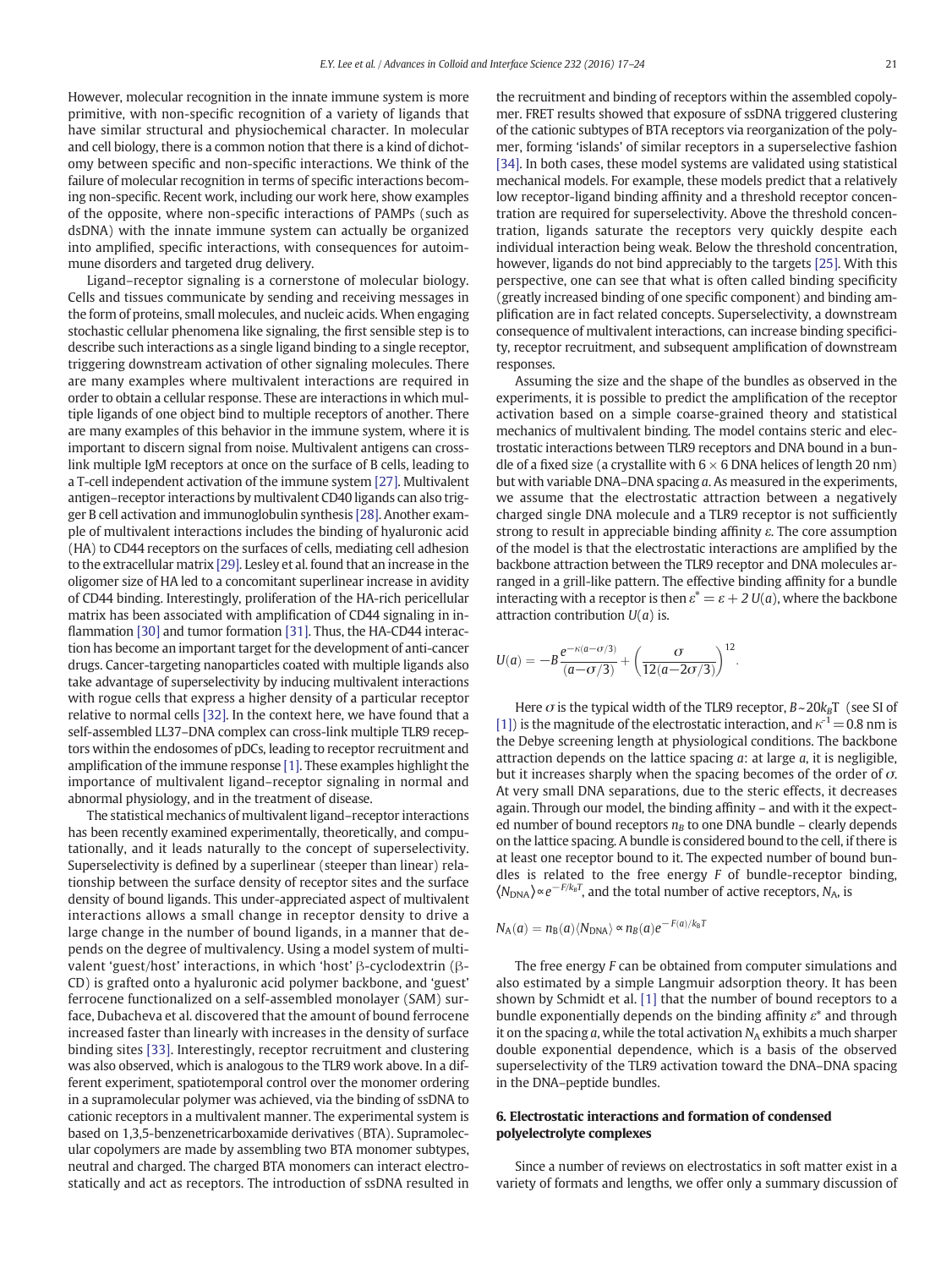However, molecular recognition in the innate immune system is more primitive, with non-specific recognition of a variety of ligands that have similar structural and physiochemical character. In molecular and cell biology, there is a common notion that there is a kind of dichotomy between specific and non-specific interactions. We think of the failure of molecular recognition in terms of specific interactions becoming non-specific. Recent work, including our work here, show examples of the opposite, where non-specific interactions of PAMPs (such as dsDNA) with the innate immune system can actually be organized into amplified, specific interactions, with consequences for autoimmune disorders and targeted drug delivery.

Ligand–receptor signaling is a cornerstone of molecular biology. Cells and tissues communicate by sending and receiving messages in the form of proteins, small molecules, and nucleic acids. When engaging stochastic cellular phenomena like signaling, the first sensible step is to describe such interactions as a single ligand binding to a single receptor, triggering downstream activation of other signaling molecules. There are many examples where multivalent interactions are required in order to obtain a cellular response. These are interactions in which multiple ligands of one object bind to multiple receptors of another. There are many examples of this behavior in the immune system, where it is important to discern signal from noise. Multivalent antigens can cross-link multiple IgM receptors at once on the surface of B cells, leading to a T-cell independent activation of the immune system [27]. Multivalent antigen–receptor interactions by multivalent CD40 ligands can also trigger B cell activation and immunoglobulin synthesis [28]. Another example of multivalent interactions includes the binding of hyaluronic acid (HA) to CD44 receptors on the surfaces of cells, mediating cell adhesion to the extracellular matrix [29]. Lesley et al. found that an increase in the oligomer size of HA led to a concomitant superlinear increase in avidity of CD44 binding. Interestingly, proliferation of the HA-rich pericellular matrix has been associated with amplification of CD44 signaling in inflammation [30] and tumor formation [31]. Thus, the HA-CD44 interaction has become an important target for the development of anti-cancer drugs. Cancer-targeting nanoparticles coated with multiple ligands also take advantage of superselectivity by inducing multivalent interactions with rogue cells that express a higher density of a particular receptor relative to normal cells [32]. In the context here, we have found that a self-assembled LL37–DNA complex can cross-link multiple TLR9 receptors within the endosomes of pDCs, leading to receptor recruitment and amplification of the immune response [1]. These examples highlight the importance of multivalent ligand–receptor signaling in normal and abnormal physiology, and in the treatment of disease.

The statistical mechanics of multivalent ligand–receptor interactions has been recently examined experimentally, theoretically, and computationally, and it leads naturally to the concept of superselectivity. Superselectivity is defined by a superlinear (steeper than linear) relationship between the surface density of receptor sites and the surface density of bound ligands. This under-appreciated aspect of multivalent interactions allows a small change in receptor density to drive a large change in the number of bound ligands, in a manner that depends on the degree of multivalency. Using a model system of multivalent 'guest/host' interactions, in which 'host' β-cyclodextrin (β-CD) is grafted onto a hyaluronic acid polymer backbone, and 'guest' ferrocene functionalized on a self-assembled monolayer (SAM) surface, Dubacheva et al. discovered that the amount of bound ferrocene increased faster than linearly with increases in the density of surface binding sites [33]. Interestingly, receptor recruitment and clustering was also observed, which is analogous to the TLR9 work above. In a different experiment, spatiotemporal control over the monomer ordering in a supramolecular polymer was achieved, via the binding of ssDNA to cationic receptors in a multivalent manner. The experimental system is based on 1,3,5-benzenetricarboxamide derivatives (BTA). Supramolecular copolymers are made by assembling two BTA monomer subtypes, neutral and charged. The charged BTA monomers can interact electrostatically and act as receptors. The introduction of ssDNA resulted in the recruitment and binding of receptors within the assembled copolymer. FRET results showed that exposure of ssDNA triggered clustering of the cationic subtypes of BTA receptors via reorganization of the polymer, forming 'islands' of similar receptors in a superselective fashion [34]. In both cases, these model systems are validated using statistical mechanical models. For example, these models predict that a relatively low receptor-ligand binding affinity and a threshold receptor concentration are required for superselectivity. Above the threshold concentration, ligands saturate the receptors very quickly despite each individual interaction being weak. Below the threshold concentration, however, ligands do not bind appreciably to the targets [25]. With this perspective, one can see that what is often called binding specificity (greatly increased binding of one specific component) and binding amplification are in fact related concepts. Superselectivity, a downstream consequence of multivalent interactions, can increase binding specificity, receptor recruitment, and subsequent amplification of downstream responses.

Assuming the size and the shape of the bundles as observed in the experiments, it is possible to predict the amplification of the receptor activation based on a simple coarse-grained theory and statistical mechanics of multivalent binding. The model contains steric and electrostatic interactions between TLR9 receptors and DNA bound in a bundle of a fixed size (a crystallite with $6 \times 6$ DNA helices of length 20 nm) but with variable DNA–DNA spacing $a$. As measured in the experiments, we assume that the electrostatic attraction between a negatively charged single DNA molecule and a TLR9 receptor is not sufficiently strong to result in appreciable binding affinity $\varepsilon$. The core assumption of the model is that the electrostatic interactions are amplified by the backbone attraction between the TLR9 receptor and DNA molecules arranged in a grill-like pattern. The effective binding affinity for a bundle interacting with a receptor is then $\varepsilon^* = \varepsilon + 2\,U(a)$, where the backbone attraction contribution $U(a)$ is.

$$U(a) = -B\frac{e^{-\kappa(a-\sigma/3)}}{(a-\sigma/3)} + \left(\frac{\sigma}{12(a-2\sigma/3)}\right)^{12}.$$

Here $\sigma$ is the typical width of the TLR9 receptor, $B \sim 20k_BT$ (see SI of [1]) is the magnitude of the electrostatic interaction, and $\kappa^{-1} = 0.8$ nm is the Debye screening length at physiological conditions. The backbone attraction depends on the lattice spacing $a$: at large $a$, it is negligible, but it increases sharply when the spacing becomes of the order of $\sigma$. At very small DNA separations, due to the steric effects, it decreases again. Through our model, the binding affinity – and with it the expected number of bound receptors $n_B$ to one DNA bundle – clearly depends on the lattice spacing. A bundle is considered bound to the cell, if there is at least one receptor bound to it. The expected number of bound bundles is related to the free energy $F$ of bundle-receptor binding, $\langle N_{\mathrm{DNA}} \rangle \propto e^{-F/k_BT}$, and the total number of active receptors, $N_A$, is

$$N_A(a) = n_B(a)\langle N_{\mathrm{DNA}} \rangle \propto n_B(a)e^{-F(a)/k_BT}$$

The free energy $F$ can be obtained from computer simulations and also estimated by a simple Langmuir adsorption theory. It has been shown by Schmidt et al. [1] that the number of bound receptors to a bundle exponentially depends on the binding affinity $\varepsilon^*$ and through it on the spacing $a$, while the total activation $N_A$ exhibits a much sharper double exponential dependence, which is a basis of the observed superselectivity of the TLR9 activation toward the DNA–DNA spacing in the DNA–peptide bundles.

## 6. Electrostatic interactions and formation of condensed polyelectrolyte complexes

Since a number of reviews on electrostatics in soft matter exist in a variety of formats and lengths, we offer only a summary discussion of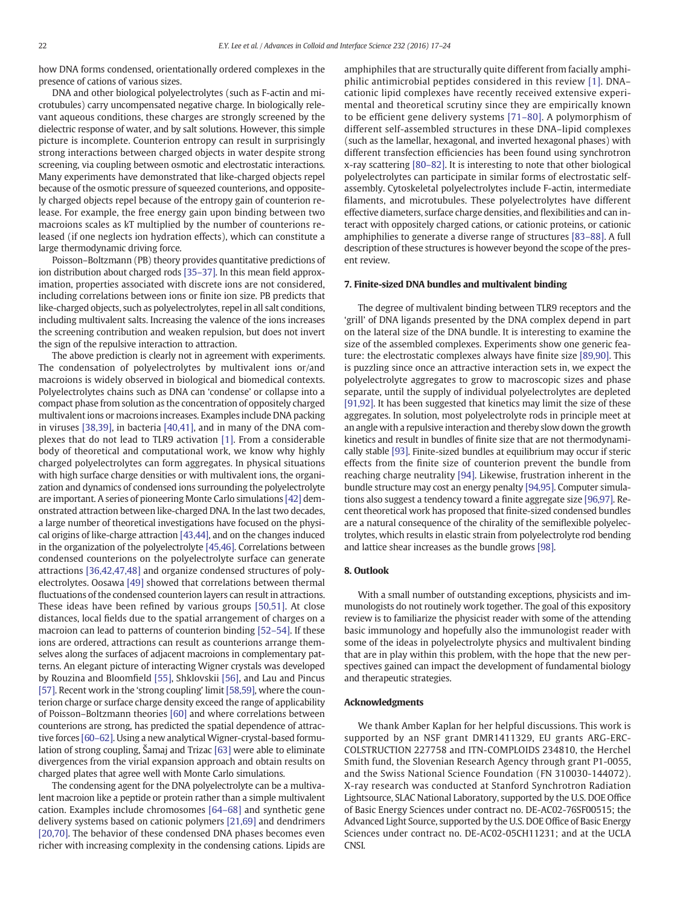how DNA forms condensed, orientationally ordered complexes in the presence of cations of various sizes.

DNA and other biological polyelectrolytes (such as F-actin and microtubules) carry uncompensated negative charge. In biologically relevant aqueous conditions, these charges are strongly screened by the dielectric response of water, and by salt solutions. However, this simple picture is incomplete. Counterion entropy can result in surprisingly strong interactions between charged objects in water despite strong screening, via coupling between osmotic and electrostatic interactions. Many experiments have demonstrated that like-charged objects repel because of the osmotic pressure of squeezed counterions, and oppositely charged objects repel because of the entropy gain of counterion release. For example, the free energy gain upon binding between two macroions scales as kT multiplied by the number of counterions released (if one neglects ion hydration effects), which can constitute a large thermodynamic driving force.

Poisson–Boltzmann (PB) theory provides quantitative predictions of ion distribution about charged rods [35–37]. In this mean field approximation, properties associated with discrete ions are not considered, including correlations between ions or finite ion size. PB predicts that like-charged objects, such as polyelectrolytes, repel in all salt conditions, including multivalent salts. Increasing the valence of the ions increases the screening contribution and weaken repulsion, but does not invert the sign of the repulsive interaction to attraction.

The above prediction is clearly not in agreement with experiments. The condensation of polyelectrolytes by multivalent ions or/and macroions is widely observed in biological and biomedical contexts. Polyelectrolytes chains such as DNA can 'condense' or collapse into a compact phase from solution as the concentration of oppositely charged multivalent ions or macroions increases. Examples include DNA packing in viruses [38,39], in bacteria [40,41], and in many of the DNA complexes that do not lead to TLR9 activation [1]. From a considerable body of theoretical and computational work, we know why highly charged polyelectrolytes can form aggregates. In physical situations with high surface charge densities or with multivalent ions, the organization and dynamics of condensed ions surrounding the polyelectrolyte are important. A series of pioneering Monte Carlo simulations [42] demonstrated attraction between like-charged DNA. In the last two decades, a large number of theoretical investigations have focused on the physical origins of like-charge attraction [43,44], and on the changes induced in the organization of the polyelectrolyte [45,46]. Correlations between condensed counterions on the polyelectrolyte surface can generate attractions [36,42,47,48] and organize condensed structures of polyelectrolytes. Oosawa [49] showed that correlations between thermal fluctuations of the condensed counterion layers can result in attractions. These ideas have been refined by various groups [50,51]. At close distances, local fields due to the spatial arrangement of charges on a macroion can lead to patterns of counterion binding [52–54]. If these ions are ordered, attractions can result as counterions arrange themselves along the surfaces of adjacent macroions in complementary patterns. An elegant picture of interacting Wigner crystals was developed by Rouzina and Bloomfield [55], Shklovskii [56], and Lau and Pincus [57]. Recent work in the 'strong coupling' limit [58,59], where the counterion charge or surface charge density exceed the range of applicability of Poisson–Boltzmann theories [60] and where correlations between counterions are strong, has predicted the spatial dependence of attractive forces [60–62]. Using a new analytical Wigner-crystal-based formulation of strong coupling, Šamaj and Trizac [63] were able to eliminate divergences from the virial expansion approach and obtain results on charged plates that agree well with Monte Carlo simulations.

The condensing agent for the DNA polyelectrolyte can be a multivalent macroion like a peptide or protein rather than a simple multivalent cation. Examples include chromosomes [64–68] and synthetic gene delivery systems based on cationic polymers [21,69] and dendrimers [20,70]. The behavior of these condensed DNA phases becomes even richer with increasing complexity in the condensing cations. Lipids are amphiphiles that are structurally quite different from facially amphiphilic antimicrobial peptides considered in this review [1]. DNA–cationic lipid complexes have recently received extensive experimental and theoretical scrutiny since they are empirically known to be efficient gene delivery systems [71–80]. A polymorphism of different self-assembled structures in these DNA–lipid complexes (such as the lamellar, hexagonal, and inverted hexagonal phases) with different transfection efficiencies has been found using synchrotron x-ray scattering [80–82]. It is interesting to note that other biological polyelectrolytes can participate in similar forms of electrostatic self-assembly. Cytoskeletal polyelectrolytes include F-actin, intermediate filaments, and microtubules. These polyelectrolytes have different effective diameters, surface charge densities, and flexibilities and can interact with oppositely charged cations, or cationic proteins, or cationic amphiphilies to generate a diverse range of structures [83–88]. A full description of these structures is however beyond the scope of the present review.

## 7. Finite-sized DNA bundles and multivalent binding

The degree of multivalent binding between TLR9 receptors and the 'grill' of DNA ligands presented by the DNA complex depend in part on the lateral size of the DNA bundle. It is interesting to examine the size of the assembled complexes. Experiments show one generic feature: the electrostatic complexes always have finite size [89,90]. This is puzzling since once an attractive interaction sets in, we expect the polyelectrolyte aggregates to grow to macroscopic sizes and phase separate, until the supply of individual polyelectrolytes are depleted [91,92]. It has been suggested that kinetics may limit the size of these aggregates. In solution, most polyelectrolyte rods in principle meet at an angle with a repulsive interaction and thereby slow down the growth kinetics and result in bundles of finite size that are not thermodynamically stable [93]. Finite-sized bundles at equilibrium may occur if steric effects from the finite size of counterion prevent the bundle from reaching charge neutrality [94]. Likewise, frustration inherent in the bundle structure may cost an energy penalty [94,95]. Computer simulations also suggest a tendency toward a finite aggregate size [96,97]. Recent theoretical work has proposed that finite-sized condensed bundles are a natural consequence of the chirality of the semiflexible polyelectrolytes, which results in elastic strain from polyelectrolyte rod bending and lattice shear increases as the bundle grows [98].

## 8. Outlook

With a small number of outstanding exceptions, physicists and immunologists do not routinely work together. The goal of this expository review is to familiarize the physicist reader with some of the attending basic immunology and hopefully also the immunologist reader with some of the ideas in polyelectrolyte physics and multivalent binding that are in play within this problem, with the hope that the new perspectives gained can impact the development of fundamental biology and therapeutic strategies.

## Acknowledgments

We thank Amber Kaplan for her helpful discussions. This work is supported by an NSF grant DMR1411329, EU grants ARG-ERC-COLSTRUCTION 227758 and ITN-COMPLOIDS 234810, the Herchel Smith fund, the Slovenian Research Agency through grant P1-0055, and the Swiss National Science Foundation (FN 310030-144072). X-ray research was conducted at Stanford Synchrotron Radiation Lightsource, SLAC National Laboratory, supported by the U.S. DOE Office of Basic Energy Sciences under contract no. DE-AC02-76SF00515; the Advanced Light Source, supported by the U.S. DOE Office of Basic Energy Sciences under contract no. DE-AC02-05CH11231; and at the UCLA CNSI.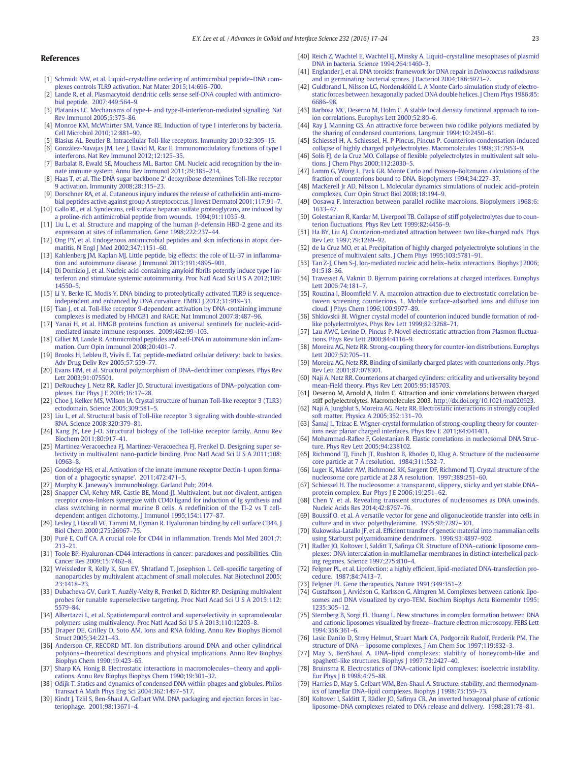## References

[1] Schmidt NW, et al. Liquid–crystalline ordering of antimicrobial peptide–DNA complexes controls TLR9 activation. Nat Mater 2015;14:696–700.

[2] Lande R, et al. Plasmacytoid dendritic cells sense self-DNA coupled with antimicrobial peptide. 2007;449:564–9.

[3] Platanias LC. Mechanisms of type-I- and type-II-interferon-mediated signalling. Nat Rev Immunol 2005;5:375–86.

[4] Monroe KM, McWhirter SM, Vance RE. Induction of type I interferons by bacteria. Cell Microbiol 2010;12:881–90.

[5] Blasius AL, Beutler B. Intracellular Toll-like receptors. Immunity 2010;32:305–15.

[6] González-Navajas JM, Lee J, David M, Raz E. Immunomodulatory functions of type I interferons. Nat Rev Immunol 2012;12:125–35.

[7] Barbalat R, Ewald SE, Mouchess ML, Barton GM. Nucleic acid recognition by the innate immune system. Annu Rev Immunol 2011;29:185–214.

[8] Haas T, et al. The DNA sugar backbone 2′ deoxyribose determines Toll-like receptor 9 activation. Immunity 2008;28:315–23.

[9] Dorschner RA, et al. Cutaneous injury induces the release of cathelicidin anti-microbial peptides active against group A streptococcus. J Invest Dermatol 2001;117:91–7.

[10] Gallo RL, et al. Syndecans, cell surface heparan sulfate proteoglycans, are induced by a proline-rich antimicrobial peptide from wounds. 1994;91:11035–9.

[11] Liu L, et al. Structure and mapping of the human β-defensin HBD-2 gene and its expression at sites of inflammation. Gene 1998;222:237–44.

[12] Ong PY, et al. Endogenous antimicrobial peptides and skin infections in atopic dermatitis. N Engl J Med 2002;347:1151–60.

[13] Kahlenberg JM, Kaplan MJ. Little peptide, big effects: the role of LL-37 in inflammation and autoimmune disease. J Immunol 2013;191:4895–901.

[14] Di Domizio J, et al. Nucleic acid-containing amyloid fibrils potently induce type I interferon and stimulate systemic autoimmunity. Proc Natl Acad Sci U S A 2012;109:14550–5.

[15] Li Y, Berke IC, Modis Y. DNA binding to proteolytically activated TLR9 is sequence-independent and enhanced by DNA curvature. EMBO J 2012;31:919–31.

[16] Tian J, et al. Toll-like receptor 9-dependent activation by DNA-containing immune complexes is mediated by HMGB1 and RAGE. Nat Immunol 2007;8:487–96.

[17] Yanai H, et al. HMGB proteins function as universal sentinels for nucleic-acid-mediated innate immune responses. 2009;462:99–103.

[18] Gilliet M, Lande R. Antimicrobial peptides and self-DNA in autoimmune skin inflammation. Curr Opin Immunol 2008;20:401–7.

[19] Brooks H, Lebleu B, Vivès E. Tat peptide-mediated cellular delivery: back to basics. Adv Drug Deliv Rev 2005;57:559–77.

[20] Evans HM, et al. Structural polymorphism of DNA–dendrimer complexes. Phys Rev Lett 2003;91:075501.

[21] DeRouchey J, Netz RR, Radler JO. Structural investigations of DNA–polycation complexes. Eur Phys J E 2005;16:17–28.

[22] Choe J, Kelker MS, Wilson IA. Crystal structure of human Toll-like receptor 3 (TLR3) ectodomain. Science 2005;309:581–5.

[23] Liu L, et al. Structural basis of Toll-like receptor 3 signaling with double-stranded RNA. Science 2008;320:379–81.

[24] Kang JY, Lee J-O. Structural biology of the Toll-like receptor family. Annu Rev Biochem 2011;80:917–41.

[25] Martinez-Veracoechea FJ, Martinez-Veracoechea FJ, Frenkel D. Designing super selectivity in multivalent nano-particle binding. Proc Natl Acad Sci U S A 2011;108:10963–8.

[26] Goodridge HS, et al. Activation of the innate immune receptor Dectin-1 upon formation of a 'phagocytic synapse'. 2011;472:471–5.

[27] Murphy K. Janeway's Immunobiology. Garland Pub; 2014.

[28] Snapper CM, Kehry MR, Castle BE, Mond JJ. Multivalent, but not divalent, antigen receptor cross-linkers synergize with CD40 ligand for induction of Ig synthesis and class switching in normal murine B cells. A redefinition of the TI-2 vs T cell-dependent antigen dichotomy. J Immunol 1995;154:1177–87.

[29] Lesley J, Hascall VC, Tammi M, Hyman R. Hyaluronan binding by cell surface CD44. J Biol Chem 2000;275:26967–75.

[30] Puré E, Cuff CA. A crucial role for CD44 in inflammation. Trends Mol Med 2001;7:213–21.

[31] Toole BP. Hyaluronan-CD44 interactions in cancer: paradoxes and possibilities. Clin Cancer Res 2009;15:7462–8.

[32] Weissleder R, Kelly K, Sun EY, Shtatland T, Josephson L. Cell-specific targeting of nanoparticles by multivalent attachment of small molecules. Nat Biotechnol 2005;23:1418–23.

[33] Dubacheva GV, Curk T, Auzély-Velty R, Frenkel D, Richter RP. Designing multivalent probes for tunable superselective targeting. Proc Natl Acad Sci U S A 2015;112:5579–84.

[34] Albertazzi L, et al. Spatiotemporal control and superselectivity in supramolecular polymers using multivalency. Proc Natl Acad Sci U S A 2013;110:12203–8.

[35] Draper DE, Grilley D, Soto AM. Ions and RNA folding. Annu Rev Biophys Biomol Struct 2005;34:221–43.

[36] Anderson CF, RECORD MT. Ion distributions around DNA and other cylindrical polyions—theoretical descriptions and physical implications. Annu Rev Biophys Biophys Chem 1990;19:423–65.

[37] Sharp KA, Honig B. Electrostatic interactions in macromolecules—theory and applications. Annu Rev Biophys Biophys Chem 1990;19:301–32.

[38] Odijk T. Statics and dynamics of condensed DNA within phages and globules. Philos Transact A Math Phys Eng Sci 2004;362:1497–517.

[39] Kindt J, Tzlil S, Ben-Shaul A, Gelbart WM. DNA packaging and ejection forces in bacteriophage. 2001;98:13671–4.

[40] Reich Z, Wachtel E, Wachtel EJ, Minsky A. Liquid–crystalline mesophases of plasmid DNA in bacteria. Science 1994;264:1460–3.

[41] Englander J, et al. DNA toroids: framework for DNA repair in *Deinococcus radiodurans* and in germinating bacterial spores. J Bacteriol 2004;186:5973–7.

[42] Guldbrand L, Nilsson LG, Nordenskiöld L. A Monte Carlo simulation study of electrostatic forces between hexagonally packed DNA double helices. J Chem Phys 1986;85:6686–98.

[43] Barbosa MC, Deserno M, Holm C. A stable local density functional approach to ion-ion correlations. Europhys Lett 2000;52:80–6.

[44] Ray J, Manning GS. An attractive force between two rodlike polyions mediated by the sharing of condensed counterions. Langmuir 1994;10:2450–61.

[45] Schiessel H, A. Schiessel, H. P Pincus, Pincus P. Counterion-condensation-induced collapse of highly charged polyelectrolytes. Macromolecules 1998;31:7953–9.

[46] Solis FJ, de la Cruz MO. Collapse of flexible polyelectrolytes in multivalent salt solutions. J Chem Phys 2000;112:2030–5.

[47] Lamm G, Wong L, Pack GR. Monte Carlo and Poisson–Boltzmann calculations of the fraction of counterions bound to DNA. Biopolymers 1994;34:227–37.

[48] MacKerell Jr AD, Nilsson L. Molecular dynamics simulations of nucleic acid–protein complexes. Curr Opin Struct Biol 2008;18:194–9.

[49] Oosawa F. Interaction between parallel rodlike macroions. Biopolymers 1968;6:1633–47.

[50] Golestanian R, Kardar M, Liverpool TB. Collapse of stiff polyelectrolytes due to counterion fluctuations. Phys Rev Lett 1999;82:4456–9.

[51] Ha BY, Liu AJ. Counterion-mediated attraction between two like-charged rods. Phys Rev Lett 1997;79:1289–92.

[52] de la Cruz MO, et al. Precipitation of highly charged polyelectrolyte solutions in the presence of multivalent salts. J Chem Phys 1995;103:5781–91.

[53] Tan Z-J, Chen S-J. Ion-mediated nucleic acid helix–helix interactions. Biophys J 2006;91:518–36.

[54] Travesset A, Vaknin D. Bjerrum pairing correlations at charged interfaces. Europhys Lett 2006;74:181–7.

[55] Rouzina I, Bloomfield V. A. macroion attraction due to electrostatic correlation between screening counterions. 1. Mobile surface-adsorbed ions and diffuse ion cloud. J Phys Chem 1996;100:9977–89.

[56] Shklovskii BI. Wigner crystal model of counterion induced bundle formation of rod-like polyelectrolytes. Phys Rev Lett 1999;82:3268–71.

[57] Lau AWC, Levine D, Pincus P. Novel electrostatic attraction from Plasmon fluctuations. Phys Rev Lett 2000;84:4116–9.

[58] Moreira AG, Netz RR. Strong-coupling theory for counter-ion distributions. Europhys Lett 2007;52:705–11.

[59] Moreira AG, Netz RR. Binding of similarly charged plates with counterions only. Phys Rev Lett 2001;87:078301.

[60] Naji A, Netz RR. Counterions at charged cylinders: criticality and universality beyond mean-Field theory. Phys Rev Lett 2005;95:185703.

[61] Deserno M, Arnold A, Holm C. Attraction and ionic correlations between charged stiff polyelectrolytes. Macromolecules 2003. http://dx.doi.org/10.1021/ma020923.

[62] Naji A, Jungblut S, Moreira AG, Netz RR. Electrostatic interactions in strongly coupled soft matter. Physica A 2005;352:131–70.

[63] Šamaj L, Trizac E. Wigner-crystal formulation of strong-coupling theory for counterions near planar charged interfaces. Phys Rev E 2011;84:041401.

[64] Mohammad-Rafiee F, Golestanian R. Elastic correlations in nucleosomal DNA Structure. Phys Rev Lett 2005;94:238102.

[65] Richmond TJ, Finch JT, Rushton B, Rhodes D, Klug A. Structure of the nucleosome core particle at 7 Å resolution. 1984;311:532–7.

[66] Luger K, Mäder AW, Richmond RK, Sargent DF, Richmond TJ. Crystal structure of the nucleosome core particle at 2.8 A resolution. 1997;389:251–60.

[67] Schiessel H. The nucleosome: a transparent, slippery, sticky and yet stable DNA–protein complex. Eur Phys J E 2006;19:251–62.

[68] Chen Y, et al. Revealing transient structures of nucleosomes as DNA unwinds. Nucleic Acids Res 2014;42:8767–76.

[69] Boussif O, et al. A versatile vector for gene and oligonucleotide transfer into cells in culture and in vivo: polyethylenimine. 1995;92:7297–301.

[70] Kukowska-Latallo JF, et al. Efficient transfer of genetic material into mammalian cells using Starburst polyamidoamine dendrimers. 1996;93:4897–902.

[71] Radler JO, Koltover I, Salditt T, Safinya CR. Structure of DNA–cationic liposome complexes: DNA intercalation in multilamellar membranes in distinct interhelical packing regimes. Science 1997;275:810–4.

[72] Felgner PL, et al. Lipofection: a highly efficient, lipid-mediated DNA-transfection procedure. 1987;84:7413–7.

[73] Felgner PL. Gene therapeutics. Nature 1991;349:351–2.

[74] Gustafsson J, Arvidson G, Karlsson G, Almgren M. Complexes between cationic liposomes and DNA visualized by cryo-TEM. Biochim Biophys Acta Biomembr 1995;1235:305–12.

[75] Sternberg B, Sorgi FL, Huang L. New structures in complex formation between DNA and cationic liposomes visualized by freeze—fracture electron microscopy. FEBS Lett 1994;356:361–6.

[76] Lasic Danilo D, Strey Helmut, Stuart Mark CA, Podgornik Rudolf, Frederik PM. The structure of DNA—liposome complexes. J Am Chem Soc 1997;119:832–3.

[77] May S, BenShaul A. DNA–lipid complexes: stability of honeycomb-like and spaghetti-like structures. Biophys J 1997;73:2427–40.

[78] Bruinsma R. Electrostatics of DNA–cationic lipid complexes: isoelectric instability. Eur Phys J B 1998;4:75–88.

[79] Harries D, May S, Gelbart WM, Ben-Shaul A. Structure, stability, and thermodynamics of lamellar DNA–lipid complexes. Biophys J 1998;75:159–73.

[80] Koltover I, Salditt T, Rädler JO, Safinya CR. An inverted hexagonal phase of cationic liposome–DNA complexes related to DNA release and delivery. 1998;281:78–81.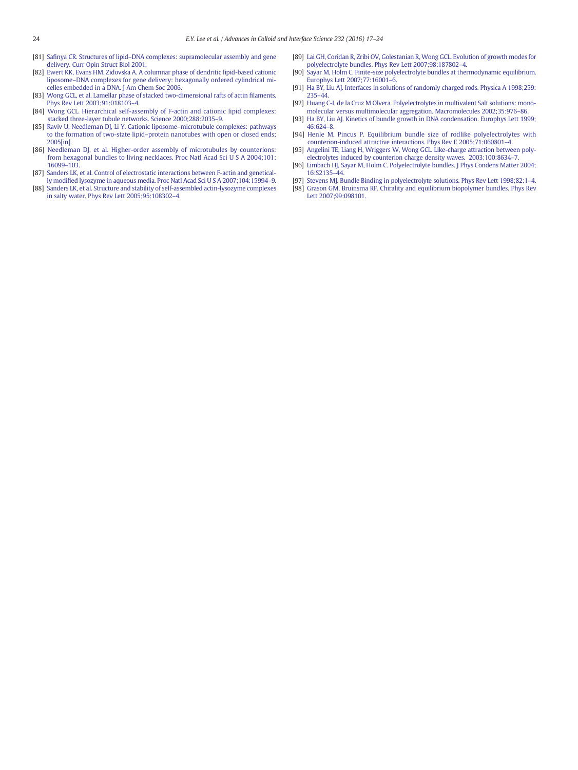[81] Safinya CR. Structures of lipid–DNA complexes: supramolecular assembly and gene delivery. Curr Opin Struct Biol 2001.

[82] Ewert KK, Evans HM, Zidovska A. A columnar phase of dendritic lipid-based cationic liposome–DNA complexes for gene delivery: hexagonally ordered cylindrical micelles embedded in a DNA. J Am Chem Soc 2006.

[83] Wong GCL, et al. Lamellar phase of stacked two-dimensional rafts of actin filaments. Phys Rev Lett 2003;91:018103–4.

[84] Wong GCL. Hierarchical self-assembly of F-actin and cationic lipid complexes: stacked three-layer tubule networks. Science 2000;288:2035–9.

[85] Raviv U, Needleman DJ, Li Y. Cationic liposome–microtubule complexes: pathways to the formation of two-state lipid–protein nanotubes with open or closed ends; 2005[in].

[86] Needleman DJ, et al. Higher-order assembly of microtubules by counterions: from hexagonal bundles to living necklaces. Proc Natl Acad Sci U S A 2004;101:16099–103.

[87] Sanders LK, et al. Control of electrostatic interactions between F-actin and genetically modified lysozyme in aqueous media. Proc Natl Acad Sci U S A 2007;104:15994–9.

[88] Sanders LK, et al. Structure and stability of self-assembled actin-lysozyme complexes in salty water. Phys Rev Lett 2005;95:108302–4.

[89] Lai GH, Coridan R, Zribi OV, Golestanian R, Wong GCL. Evolution of growth modes for polyelectrolyte bundles. Phys Rev Lett 2007;98:187802–4.

[90] Sayar M, Holm C. Finite-size polyelectrolyte bundles at thermodynamic equilibrium. Europhys Lett 2007;77:16001–6.

[91] Ha BY, Liu AJ. Interfaces in solutions of randomly charged rods. Physica A 1998;259:235–44.

[92] Huang C-I, de la Cruz M Olvera. Polyelectrolytes in multivalent Salt solutions: monomolecular versus multimolecular aggregation. Macromolecules 2002;35:976–86.

[93] Ha BY, Liu AJ. Kinetics of bundle growth in DNA condensation. Europhys Lett 1999;46:624–8.

[94] Henle M, Pincus P. Equilibrium bundle size of rodlike polyelectrolytes with counterion-induced attractive interactions. Phys Rev E 2005;71:060801–4.

[95] Angelini TE, Liang H, Wriggers W, Wong GCL. Like-charge attraction between polyelectrolytes induced by counterion charge density waves. 2003;100:8634–7.

[96] Limbach HJ, Sayar M, Holm C. Polyelectrolyte bundles. J Phys Condens Matter 2004;16:S2135–44.

[97] Stevens MJ. Bundle Binding in polyelectrolyte solutions. Phys Rev Lett 1998;82:1–4.

[98] Grason GM, Bruinsma RF. Chirality and equilibrium biopolymer bundles. Phys Rev Lett 2007;99:098101.